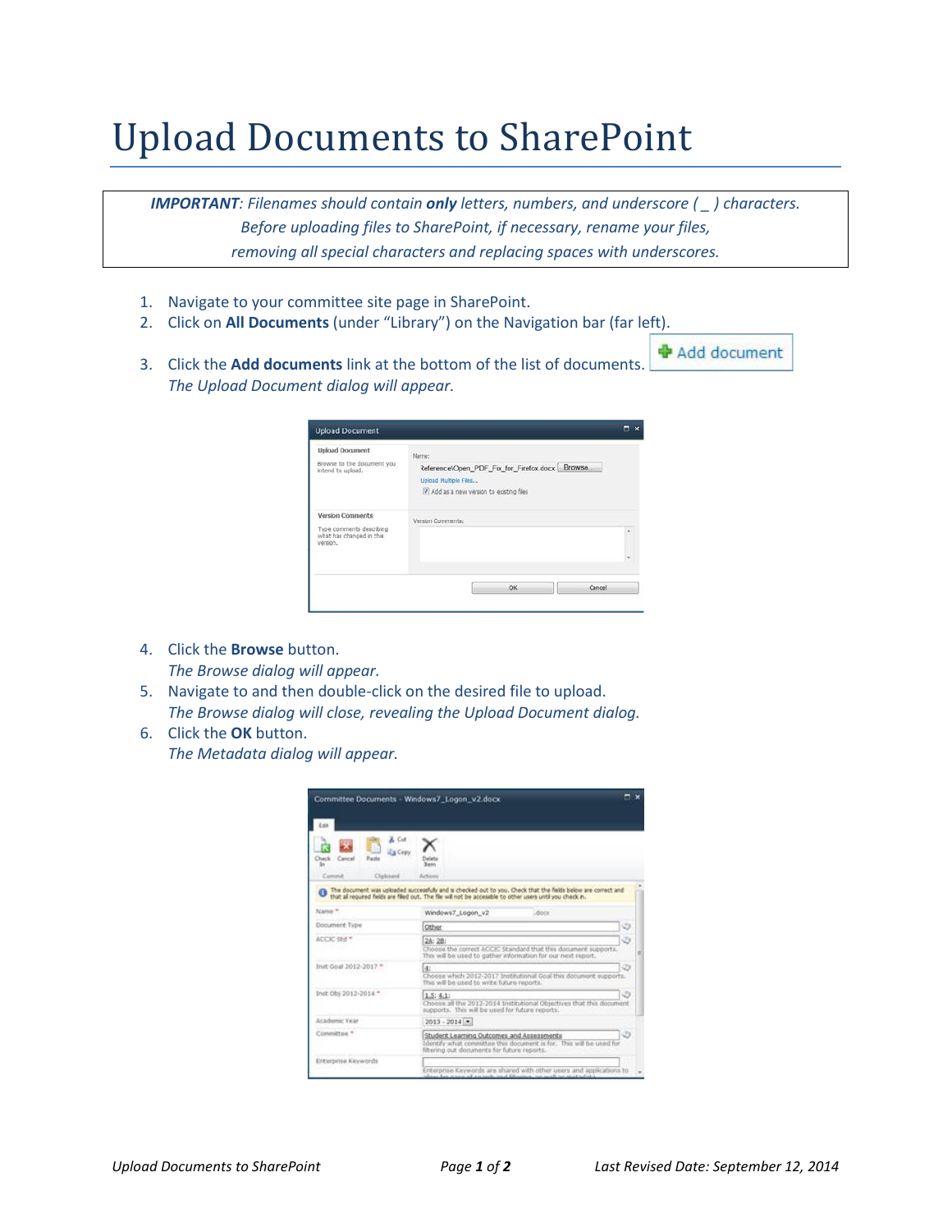# Upload Documents to SharePoint

> ***IMPORTANT**: Filenames should contain **only** letters, numbers, and underscore ( _ ) characters. Before uploading files to SharePoint, if necessary, rename your files, removing all special characters and replacing spaces with underscores.*

1. Navigate to your committee site page in SharePoint.
2. Click on **All Documents** (under "Library") on the Navigation bar (far left).
3. Click the **Add documents** link at the bottom of the list of documents.
   *The Upload Document dialog will appear.*
4. Click the **Browse** button.
   *The Browse dialog will appear.*
5. Navigate to and then double-click on the desired file to upload.
   *The Browse dialog will close, revealing the Upload Document dialog.*
6. Click the **OK** button.
   *The Metadata dialog will appear.*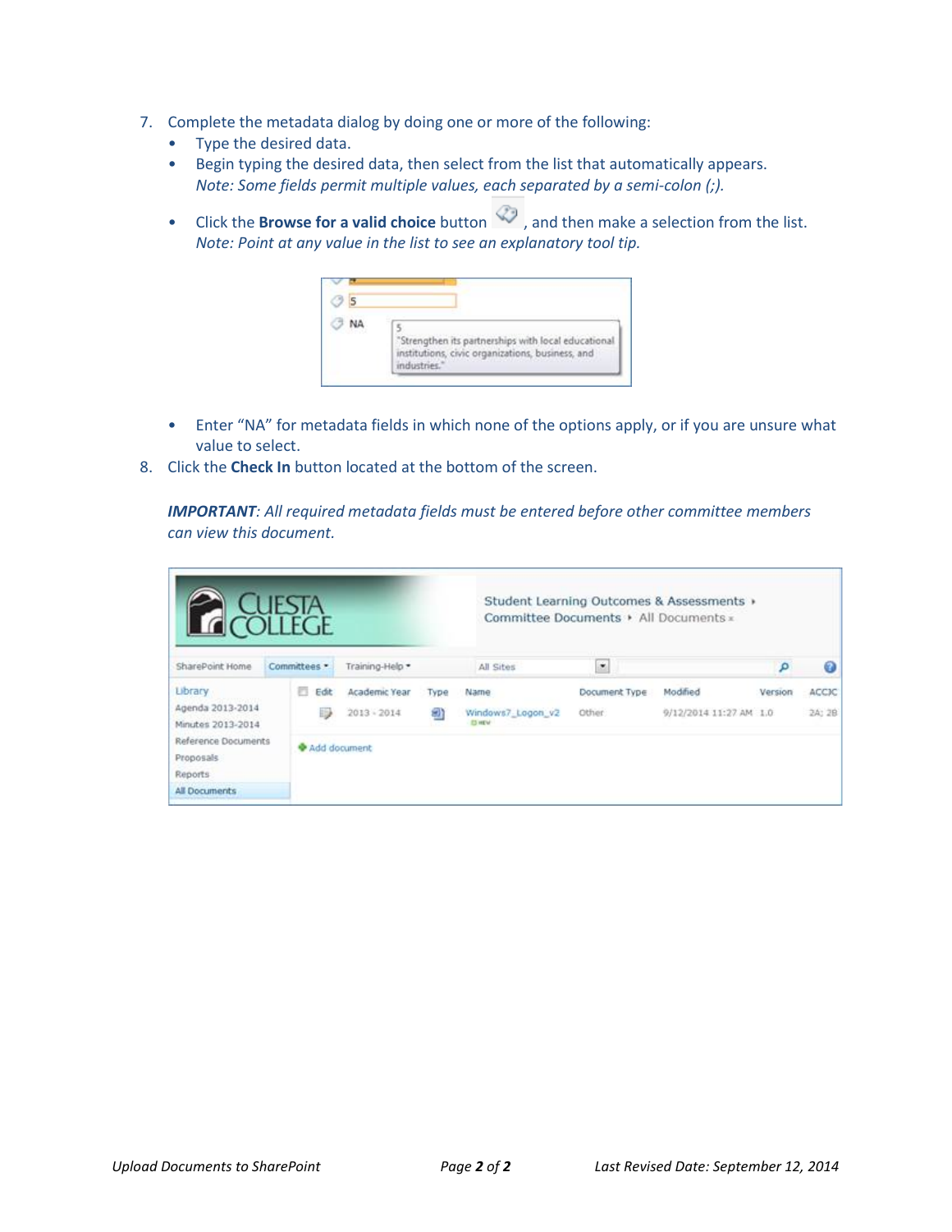7. Complete the metadata dialog by doing one or more of the following:
   - Type the desired data.
   - Begin typing the desired data, then select from the list that automatically appears.
     *Note: Some fields permit multiple values, each separated by a semi-colon (;).*
   - Click the **Browse for a valid choice** button, and then make a selection from the list.
     *Note: Point at any value in the list to see an explanatory tool tip.*
   - Enter "NA" for metadata fields in which none of the options apply, or if you are unsure what value to select.
8. Click the **Check In** button located at the bottom of the screen.

   ***IMPORTANT****: All required metadata fields must be entered before other committee members can view this document.*